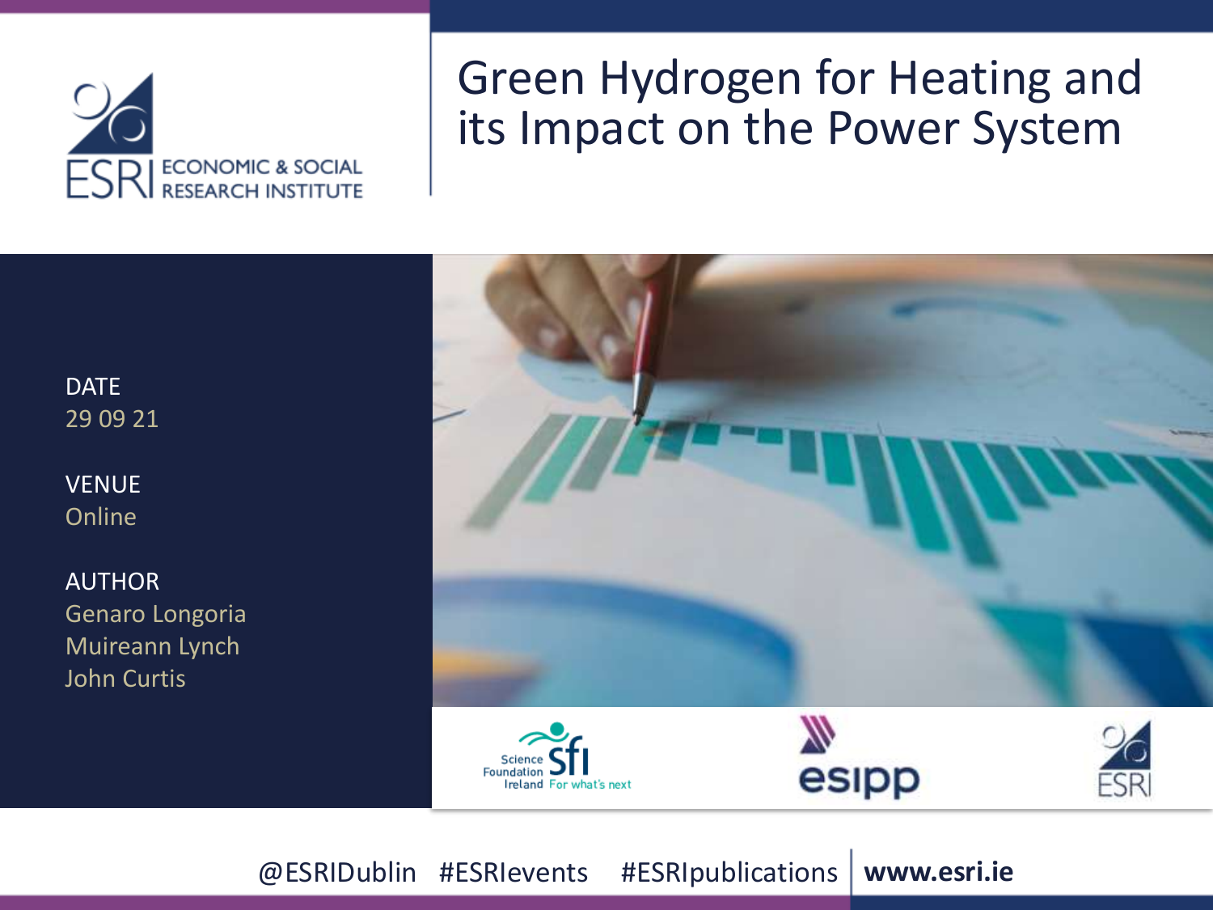# Green Hydrogen for Heating and its Impact on the Power System

DATE
29 09 21

VENUE
Online

AUTHOR
Genaro Longoria
Muireann Lynch
John Curtis

@ESRIDublin #ESRIevents #ESRIpublications www.esri.ie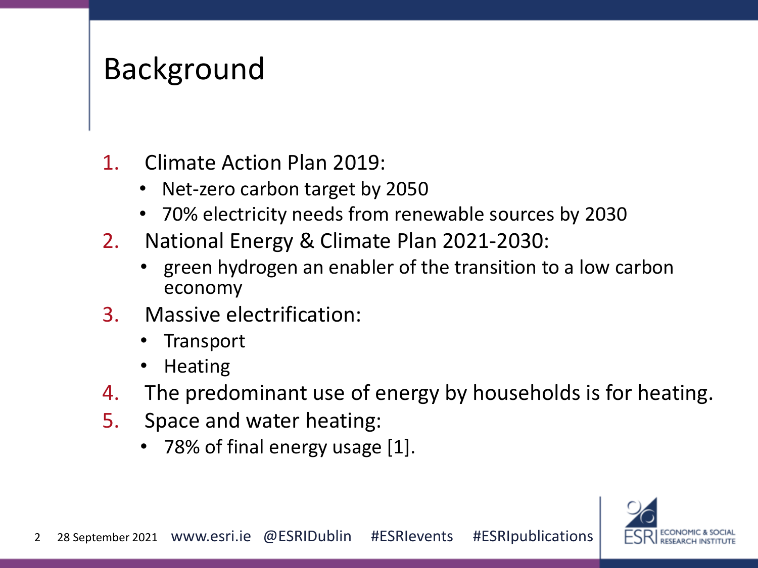# Background

1. Climate Action Plan 2019:
   - Net-zero carbon target by 2050
   - 70% electricity needs from renewable sources by 2030
2. National Energy & Climate Plan 2021-2030:
   - green hydrogen an enabler of the transition to a low carbon economy
3. Massive electrification:
   - Transport
   - Heating
4. The predominant use of energy by households is for heating.
5. Space and water heating:
   - 78% of final energy usage [1].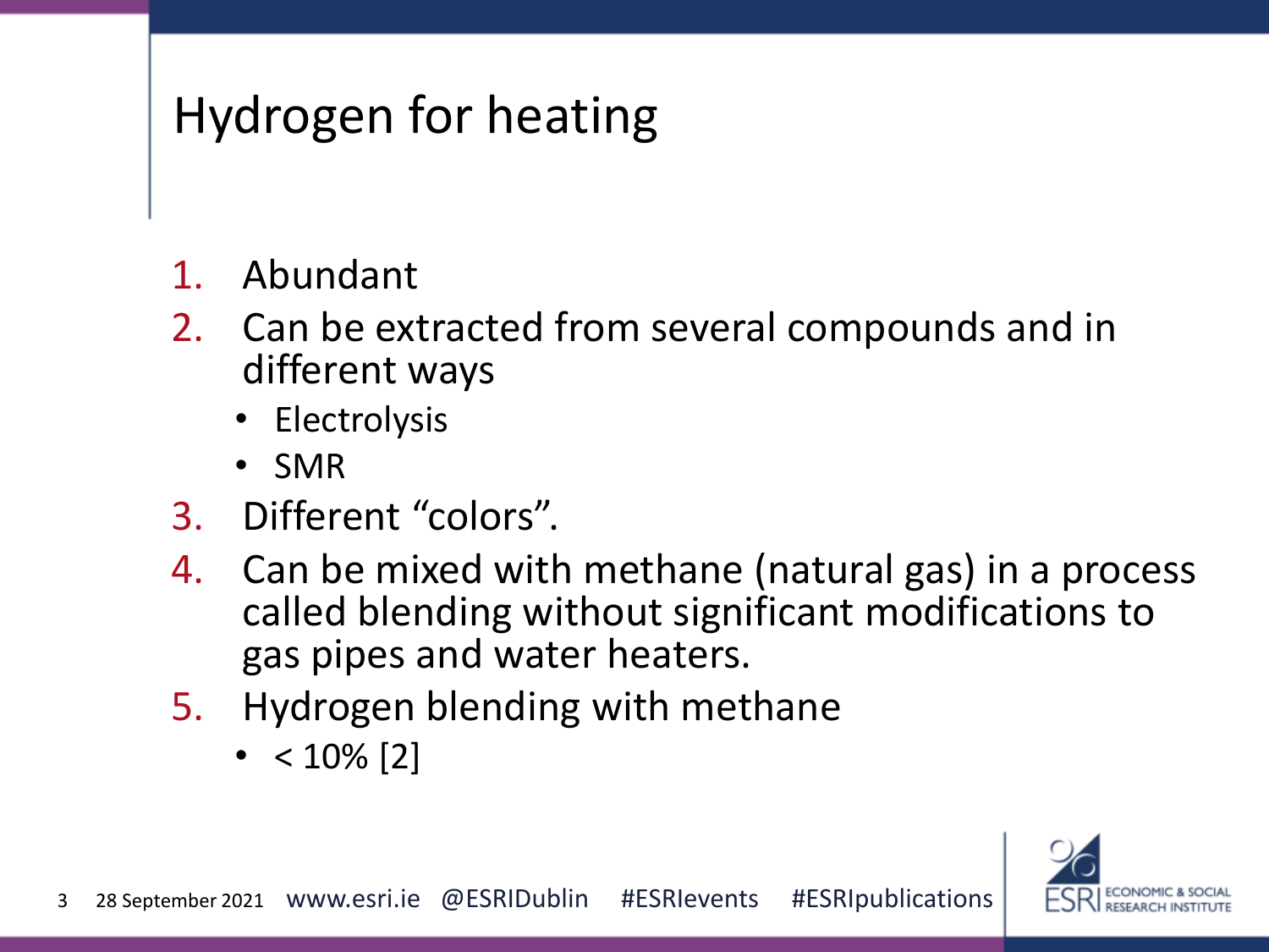# Hydrogen for heating

1. Abundant
2. Can be extracted from several compounds and in different ways
   - Electrolysis
   - SMR
3. Different “colors”.
4. Can be mixed with methane (natural gas) in a process called blending without significant modifications to gas pipes and water heaters.
5. Hydrogen blending with methane
   - < 10% [2]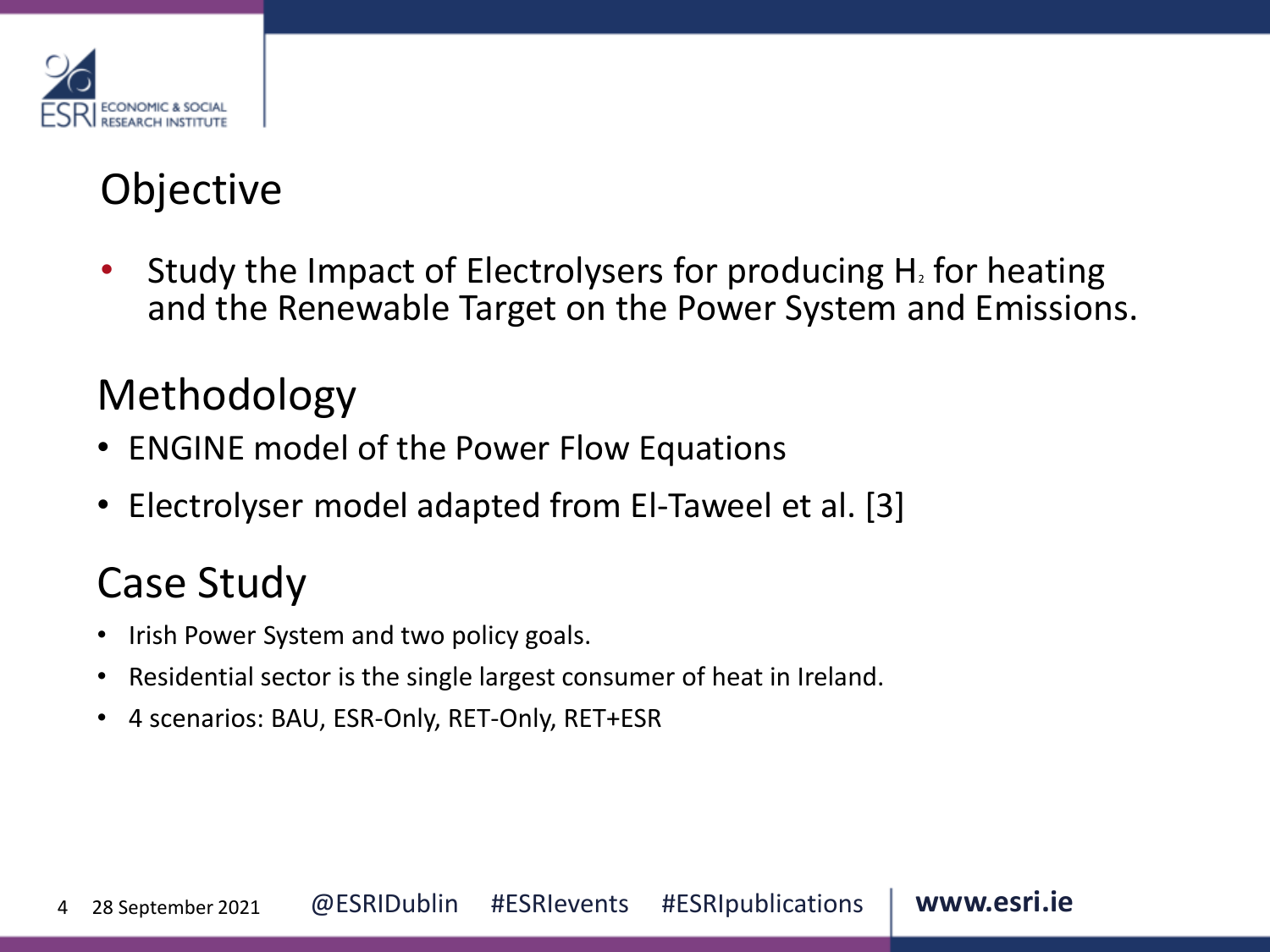## Objective

- Study the Impact of Electrolysers for producing $H_2$ for heating and the Renewable Target on the Power System and Emissions.

## Methodology

- ENGINE model of the Power Flow Equations
- Electrolyser model adapted from El-Taweel et al. [3]

## Case Study

- Irish Power System and two policy goals.
- Residential sector is the single largest consumer of heat in Ireland.
- 4 scenarios: BAU, ESR-Only, RET-Only, RET+ESR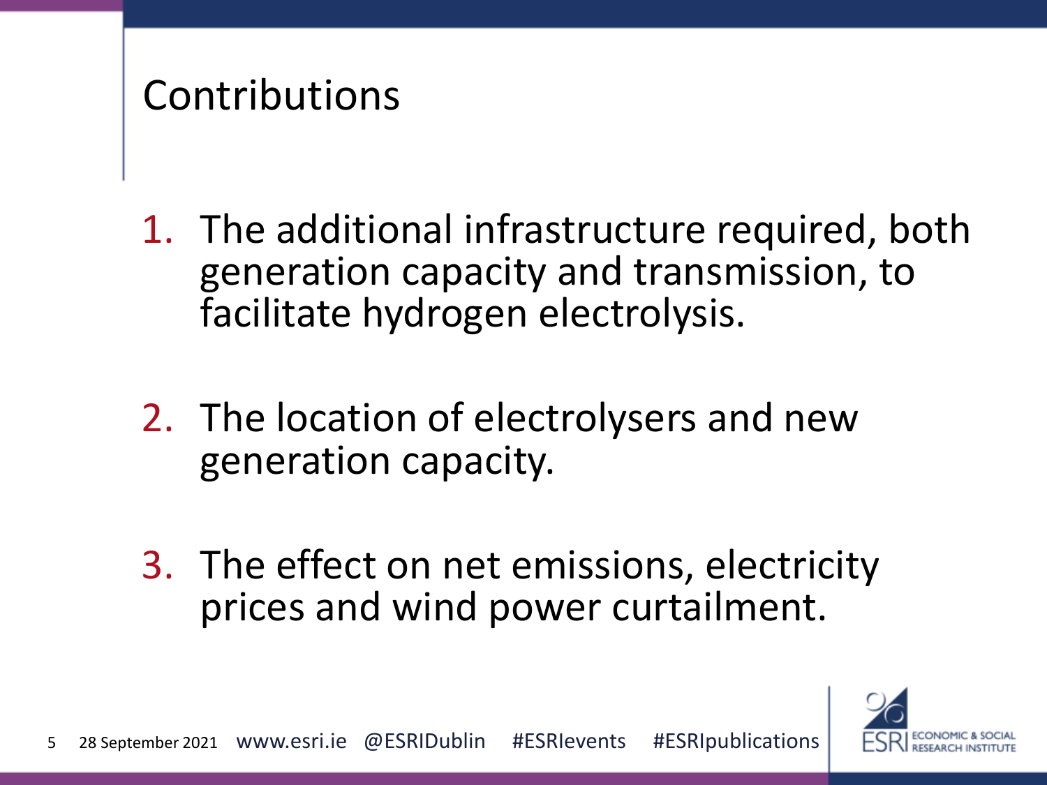# Contributions

1. The additional infrastructure required, both generation capacity and transmission, to facilitate hydrogen electrolysis.
2. The location of electrolysers and new generation capacity.
3. The effect on net emissions, electricity prices and wind power curtailment.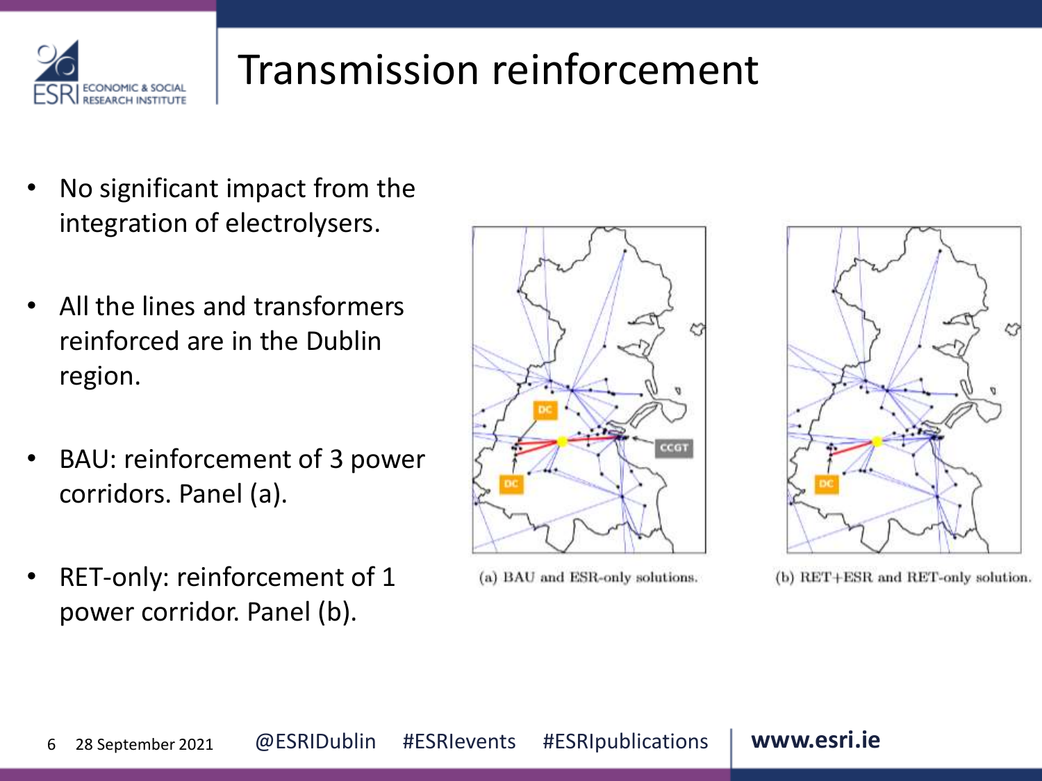# Transmission reinforcement

- No significant impact from the integration of electrolysers.
- All the lines and transformers reinforced are in the Dublin region.
- BAU: reinforcement of 3 power corridors. Panel (a).
- RET-only: reinforcement of 1 power corridor. Panel (b).

(a) BAU and ESR-only solutions.

(b) RET+ESR and RET-only solution.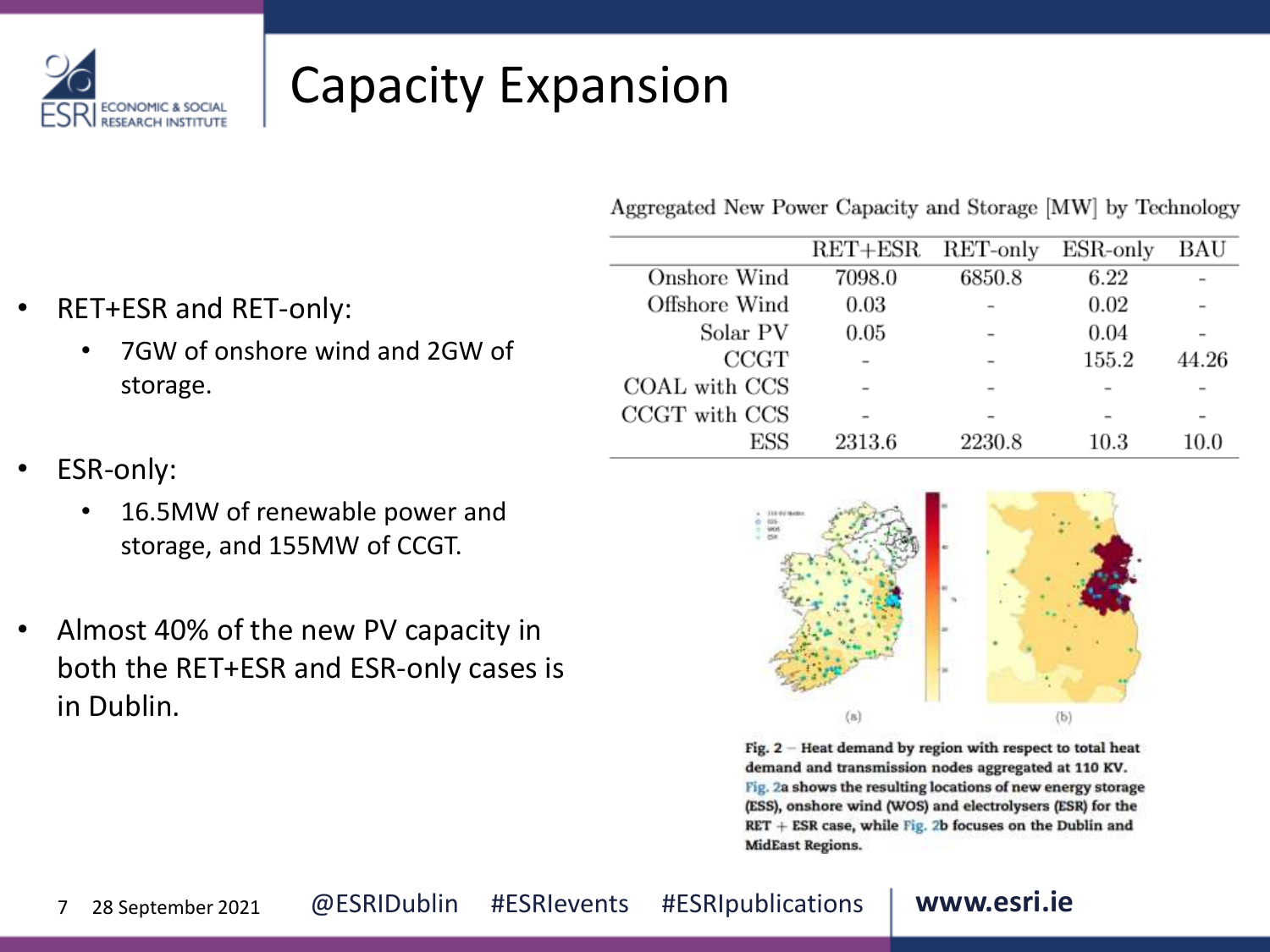# Capacity Expansion

- RET+ESR and RET-only:
  - 7GW of onshore wind and 2GW of storage.
- ESR-only:
  - 16.5MW of renewable power and storage, and 155MW of CCGT.
- Almost 40% of the new PV capacity in both the RET+ESR and ESR-only cases is in Dublin.

Aggregated New Power Capacity and Storage [MW] by Technology

| | RET+ESR | RET-only | ESR-only | BAU |
|---|---|---|---|---|
| Onshore Wind | 7098.0 | 6850.8 | 6.22 | - |
| Offshore Wind | 0.03 | - | 0.02 | - |
| Solar PV | 0.05 | - | 0.04 | - |
| CCGT | - | - | 155.2 | 44.26 |
| COAL with CCS | - | - | - | - |
| CCGT with CCS | - | - | - | - |
| ESS | 2313.6 | 2230.8 | 10.3 | 10.0 |

Fig. 2 – Heat demand by region with respect to total heat demand and transmission nodes aggregated at 110 KV. Fig. 2a shows the resulting locations of new energy storage (ESS), onshore wind (WOS) and electrolysers (ESR) for the RET + ESR case, while Fig. 2b focuses on the Dublin and MidEast Regions.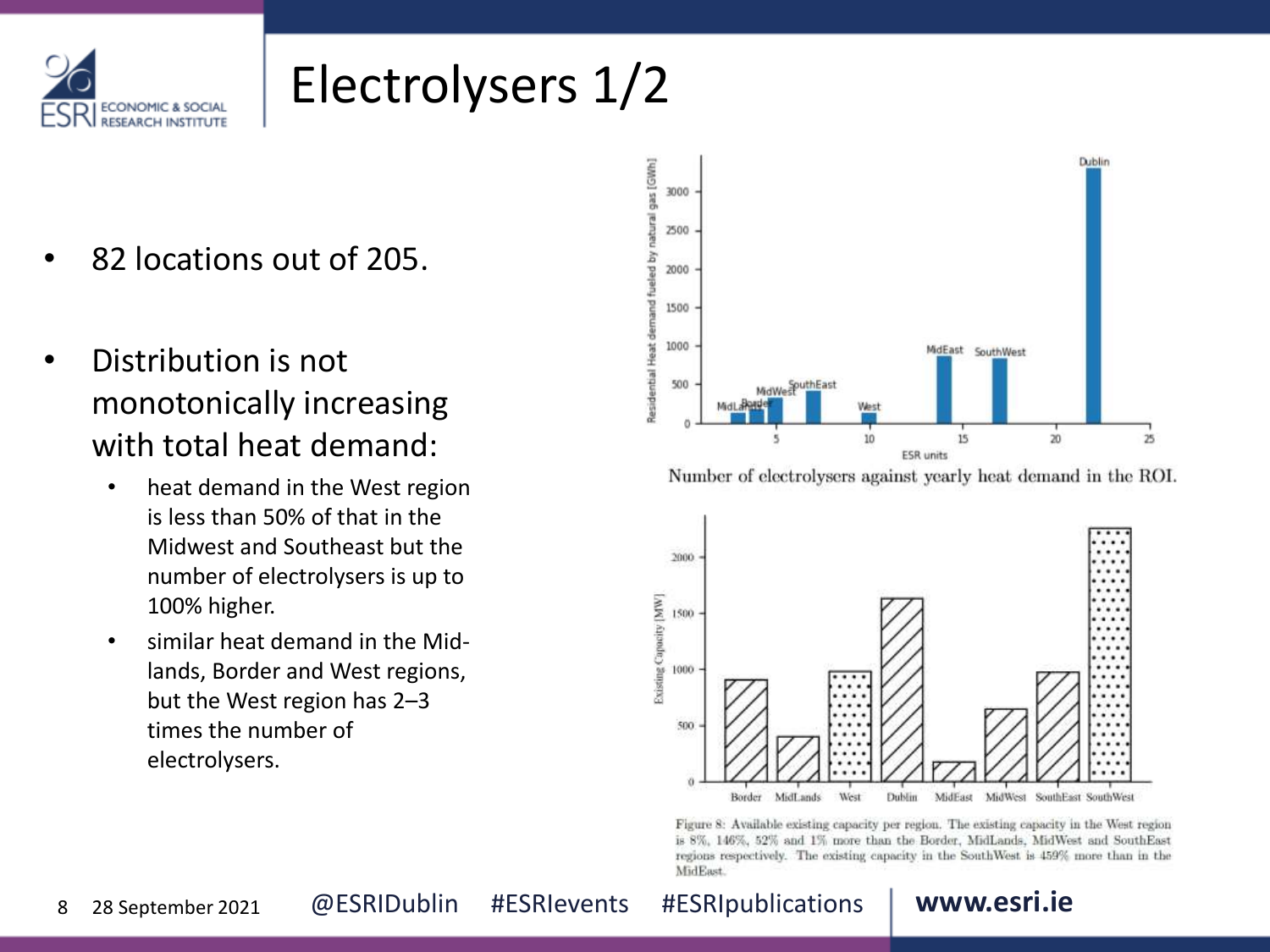# Electrolysers 1/2

- 82 locations out of 205.
- Distribution is not monotonically increasing with total heat demand:
  - heat demand in the West region is less than 50% of that in the Midwest and Southeast but the number of electrolysers is up to 100% higher.
  - similar heat demand in the Mid-lands, Border and West regions, but the West region has 2–3 times the number of electrolysers.

Number of electrolysers against yearly heat demand in the ROI.

Figure 8: Available existing capacity per region. The existing capacity in the West region is 8%, 146%, 52% and 1% more than the Border, MidLands, MidWest and SouthEast regions respectively. The existing capacity in the SouthWest is 459% more than in the MidEast.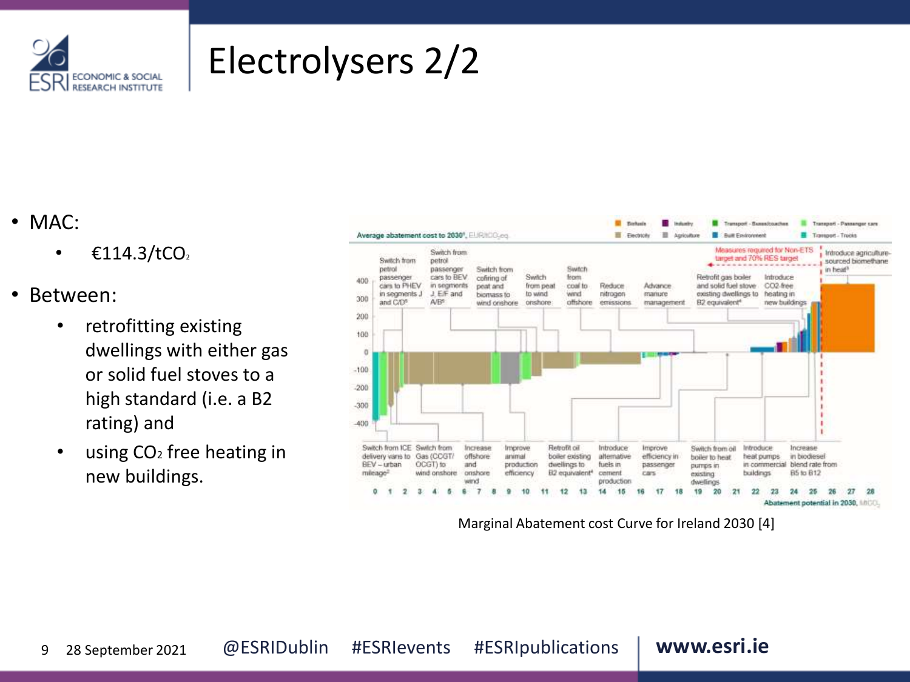# Electrolysers 2/2

- MAC:
  - €114.3/$tCO_2$
- Between:
  - retrofitting existing dwellings with either gas or solid fuel stoves to a high standard (i.e. a B2 rating) and
  - using $CO_2$ free heating in new buildings.

Marginal Abatement cost Curve for Ireland 2030 [4]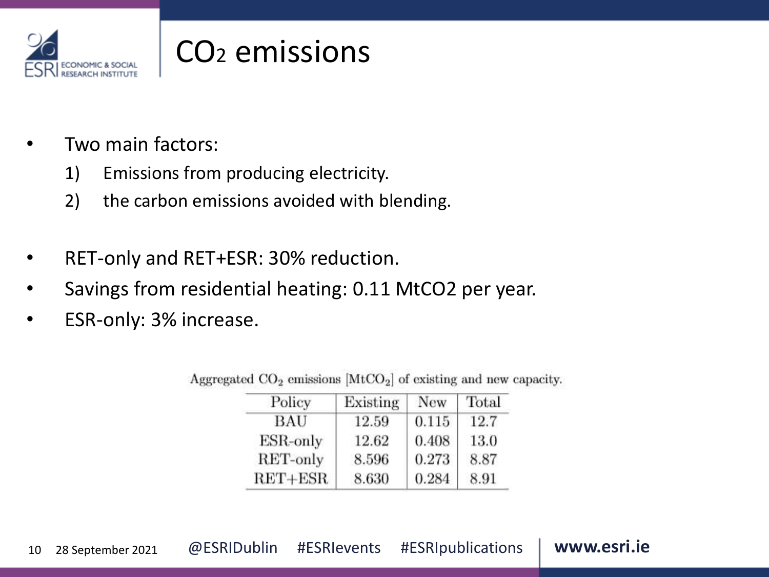# $CO_2$ emissions

- Two main factors:
  1) Emissions from producing electricity.
  2) the carbon emissions avoided with blending.

- RET-only and RET+ESR: 30% reduction.
- Savings from residential heating: 0.11 MtCO2 per year.
- ESR-only: 3% increase.

Aggregated $CO_2$ emissions [$MtCO_2$] of existing and new capacity.

| Policy | Existing | New | Total |
| --- | --- | --- | --- |
| BAU | 12.59 | 0.115 | 12.7 |
| ESR-only | 12.62 | 0.408 | 13.0 |
| RET-only | 8.596 | 0.273 | 8.87 |
| RET+ESR | 8.630 | 0.284 | 8.91 |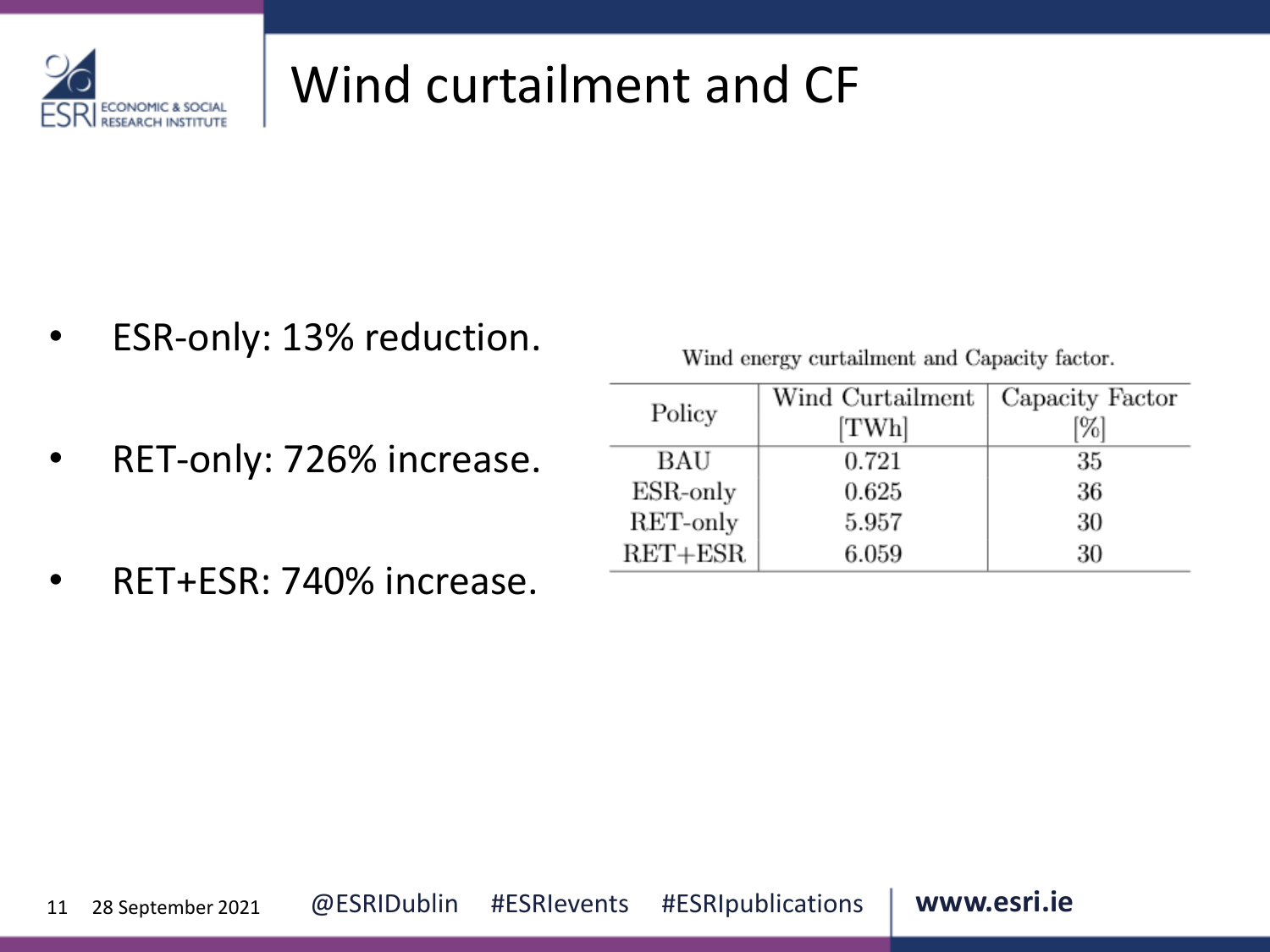# Wind curtailment and CF

- ESR-only: 13% reduction.
- RET-only: 726% increase.
- RET+ESR: 740% increase.

Wind energy curtailment and Capacity factor.

| Policy | Wind Curtailment [TWh] | Capacity Factor [%] |
|---|---|---|
| BAU | 0.721 | 35 |
| ESR-only | 0.625 | 36 |
| RET-only | 5.957 | 30 |
| RET+ESR | 6.059 | 30 |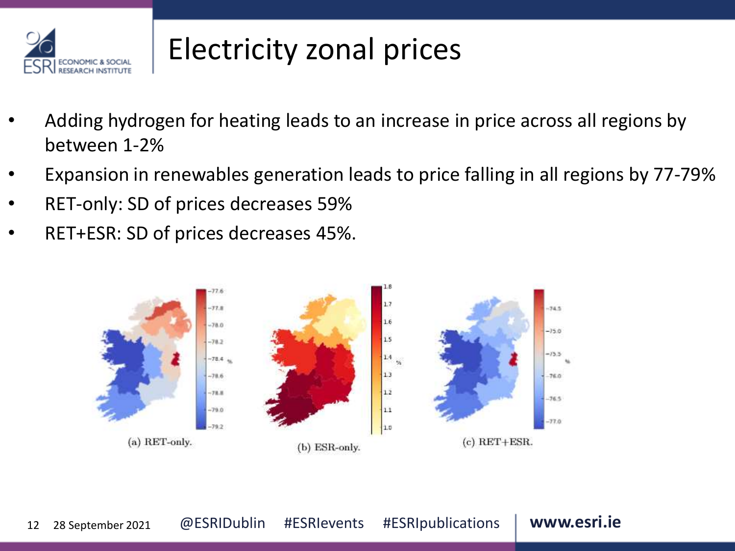# Electricity zonal prices

- Adding hydrogen for heating leads to an increase in price across all regions by between 1-2%
- Expansion in renewables generation leads to price falling in all regions by 77-79%
- RET-only: SD of prices decreases 59%
- RET+ESR: SD of prices decreases 45%.

(a) RET-only.

(b) ESR-only.

(c) RET+ESR.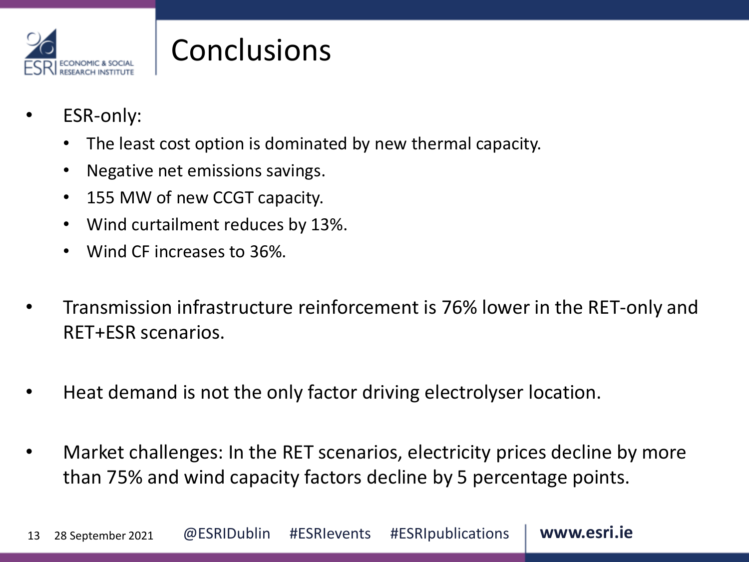# Conclusions

- ESR-only:
  - The least cost option is dominated by new thermal capacity.
  - Negative net emissions savings.
  - 155 MW of new CCGT capacity.
  - Wind curtailment reduces by 13%.
  - Wind CF increases to 36%.

- Transmission infrastructure reinforcement is 76% lower in the RET-only and RET+ESR scenarios.

- Heat demand is not the only factor driving electrolyser location.

- Market challenges: In the RET scenarios, electricity prices decline by more than 75% and wind capacity factors decline by 5 percentage points.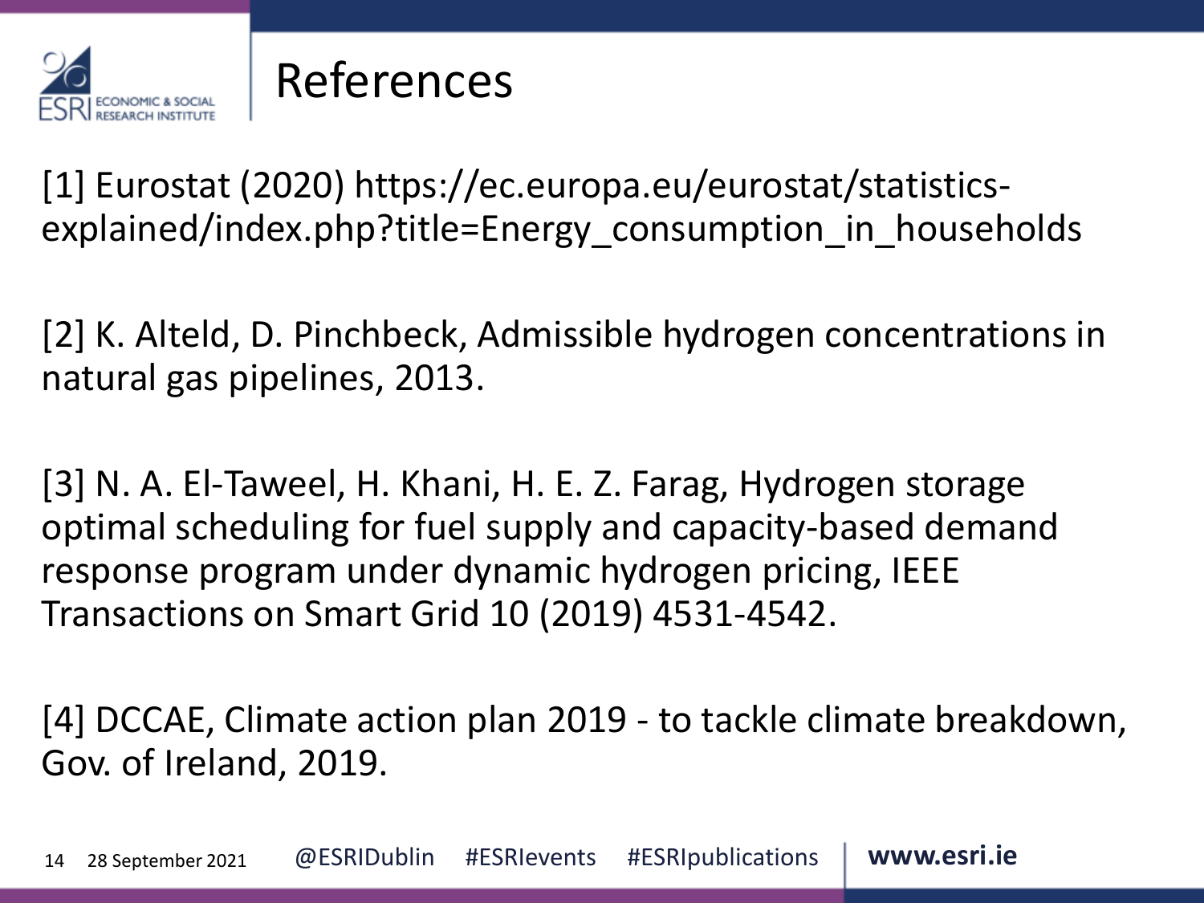# References

[1] Eurostat (2020) https://ec.europa.eu/eurostat/statistics-explained/index.php?title=Energy_consumption_in_households

[2] K. Alteld, D. Pinchbeck, Admissible hydrogen concentrations in natural gas pipelines, 2013.

[3] N. A. El-Taweel, H. Khani, H. E. Z. Farag, Hydrogen storage optimal scheduling for fuel supply and capacity-based demand response program under dynamic hydrogen pricing, IEEE Transactions on Smart Grid 10 (2019) 4531-4542.

[4] DCCAE, Climate action plan 2019 - to tackle climate breakdown, Gov. of Ireland, 2019.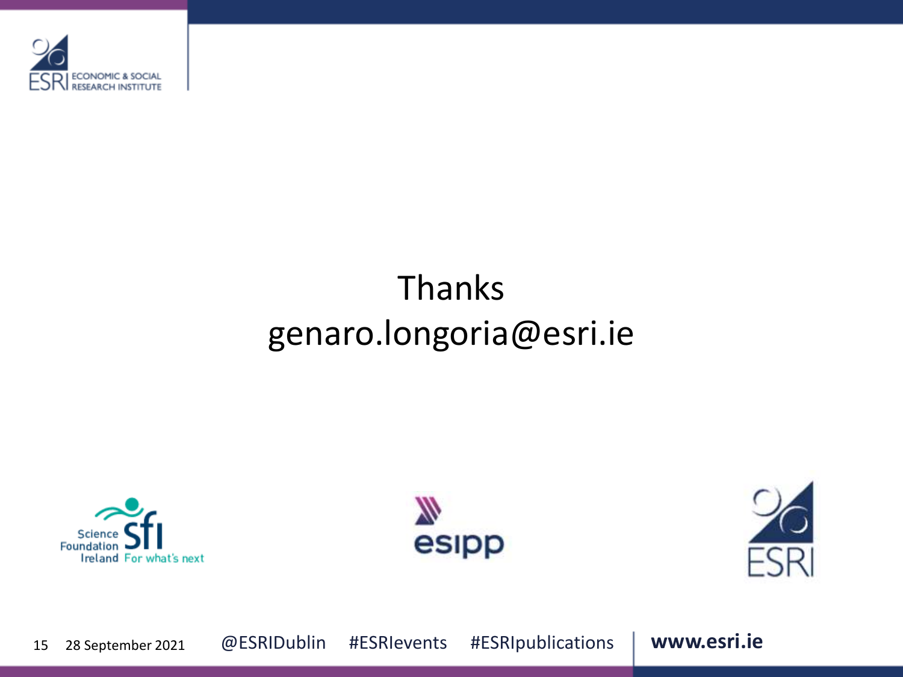Thanks

genaro.longoria@esri.ie